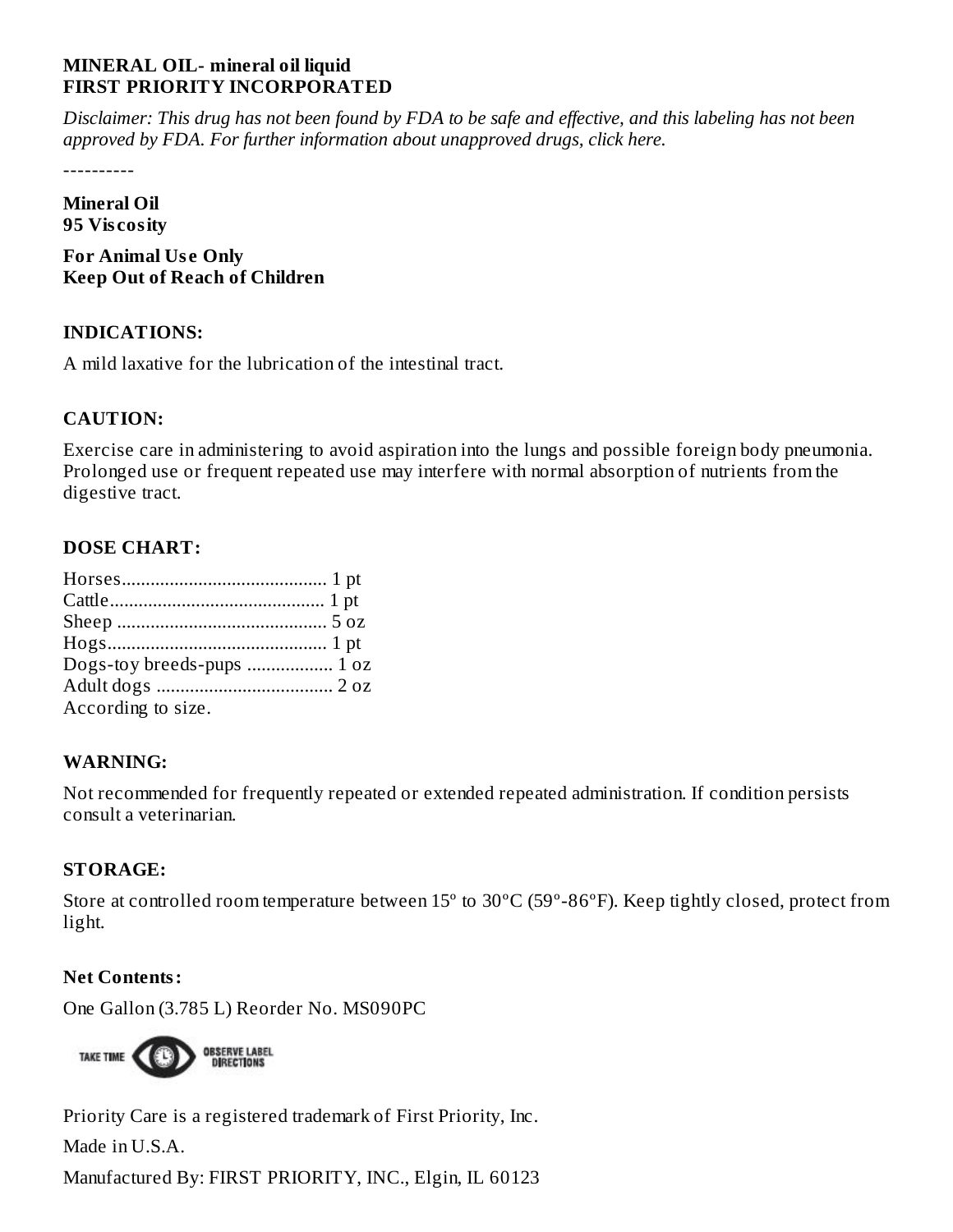**MINERAL OIL- mineral oil liquid**
**FIRST PRIORITY INCORPORATED**

*Disclaimer: This drug has not been found by FDA to be safe and effective, and this labeling has not been approved by FDA. For further information about unapproved drugs, click here.*

----------

**Mineral Oil**
**95 Viscosity**

**For Animal Use Only**
**Keep Out of Reach of Children**

### INDICATIONS:

A mild laxative for the lubrication of the intestinal tract.

### CAUTION:

Exercise care in administering to avoid aspiration into the lungs and possible foreign body pneumonia. Prolonged use or frequent repeated use may interfere with normal absorption of nutrients from the digestive tract.

### DOSE CHART:

Horses........................................... 1 pt
Cattle............................................. 1 pt
Sheep ............................................ 5 oz
Hogs.............................................. 1 pt
Dogs-toy breeds-pups .................. 1 oz
Adult dogs ..................................... 2 oz
According to size.

### WARNING:

Not recommended for frequently repeated or extended repeated administration. If condition persists consult a veterinarian.

### STORAGE:

Store at controlled room temperature between 15º to 30°C (59°-86°F). Keep tightly closed, protect from light.

**Net Contents:**

One Gallon (3.785 L) Reorder No. MS090PC

TAKE TIME OBSERVE LABEL DIRECTIONS

Priority Care is a registered trademark of First Priority, Inc.

Made in U.S.A.

Manufactured By: FIRST PRIORITY, INC., Elgin, IL 60123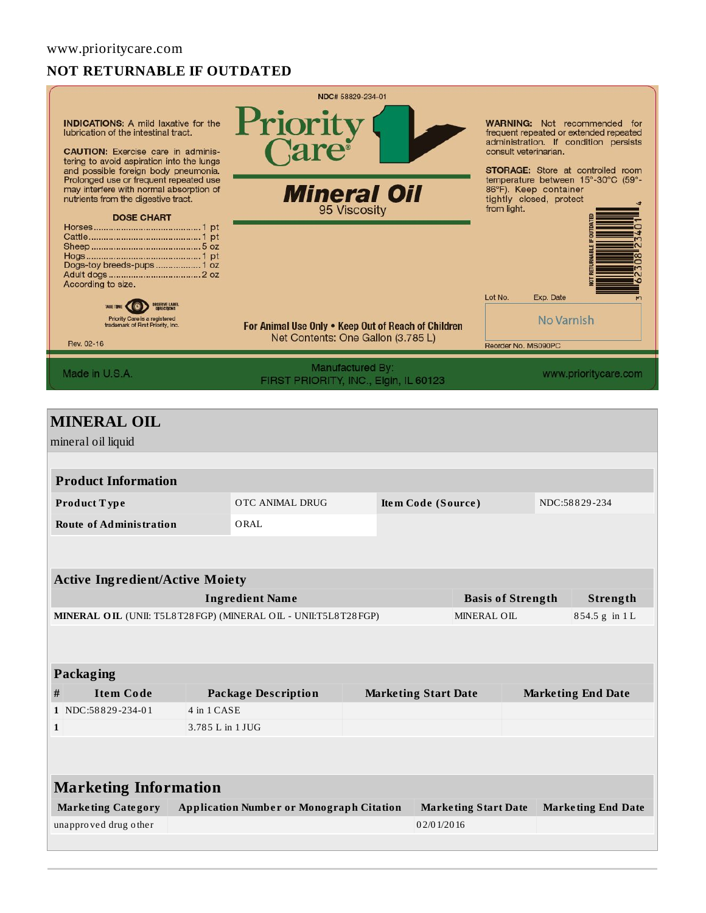www.prioritycare.com

**NOT RETURNABLE IF OUTDATED**

NDC# 58829-234-01

**INDICATIONS:** A mild laxative for the lubrication of the intestinal tract.

**CAUTION:** Exercise care in administering to avoid aspiration into the lungs and possible foreign body pneumonia. Prolonged use or frequent repeated use may interfere with normal absorption of nutrients from the digestive tract.

**DOSE CHART**

Horses............1 pt
Cattle............1 pt
Sheep............5 oz
Hogs............1 pt
Dogs-toy breeds-pups............1 oz
Adult dogs............2 oz
According to size.

TAKE TIME OBSERVE LABEL DIRECTIONS

Priority Care is a registered trademark of First Priority, Inc.

Rev. 02-16

Priority Care®

**Mineral Oil**

95 Viscosity

**For Animal Use Only • Keep Out of Reach of Children**

Net Contents: One Gallon (3.785 L)

**WARNING:** Not recommended for frequent repeated or extended repeated administration. If condition persists consult veterinarian.

**STORAGE:** Store at controlled room temperature between 15°-30°C (59°-86°F). Keep container tightly closed, protect from light.

NOT RETURNABLE IF OUTDATED

3 62308 23401 4

Lot No. Exp. Date

No Varnish

Reorder No. MS090PC

Made in U.S.A.

Manufactured By:
FIRST PRIORITY, INC., Elgin, IL 60123

www.prioritycare.com

## MINERAL OIL

mineral oil liquid

### Product Information

| | | | |
|---|---|---|---|
| **Product Type** | OTC ANIMAL DRUG | **Item Code (Source)** | NDC:58829-234 |
| **Route of Administration** | ORAL | | |

### Active Ingredient/Active Moiety

| Ingredient Name | Basis of Strength | Strength |
|---|---|---|
| **MINERAL OIL** (UNII: T5L8T28FGP) (MINERAL OIL - UNII:T5L8T28FGP) | MINERAL OIL | 854.5 g in 1 L |

### Packaging

| # | Item Code | Package Description | Marketing Start Date | Marketing End Date |
|---|---|---|---|---|
| 1 | NDC:58829-234-01 | 4 in 1 CASE | | |
| 1 | | 3.785 L in 1 JUG | | |

### Marketing Information

| Marketing Category | Application Number or Monograph Citation | Marketing Start Date | Marketing End Date |
|---|---|---|---|
| unapproved drug other | | 02/01/2016 | |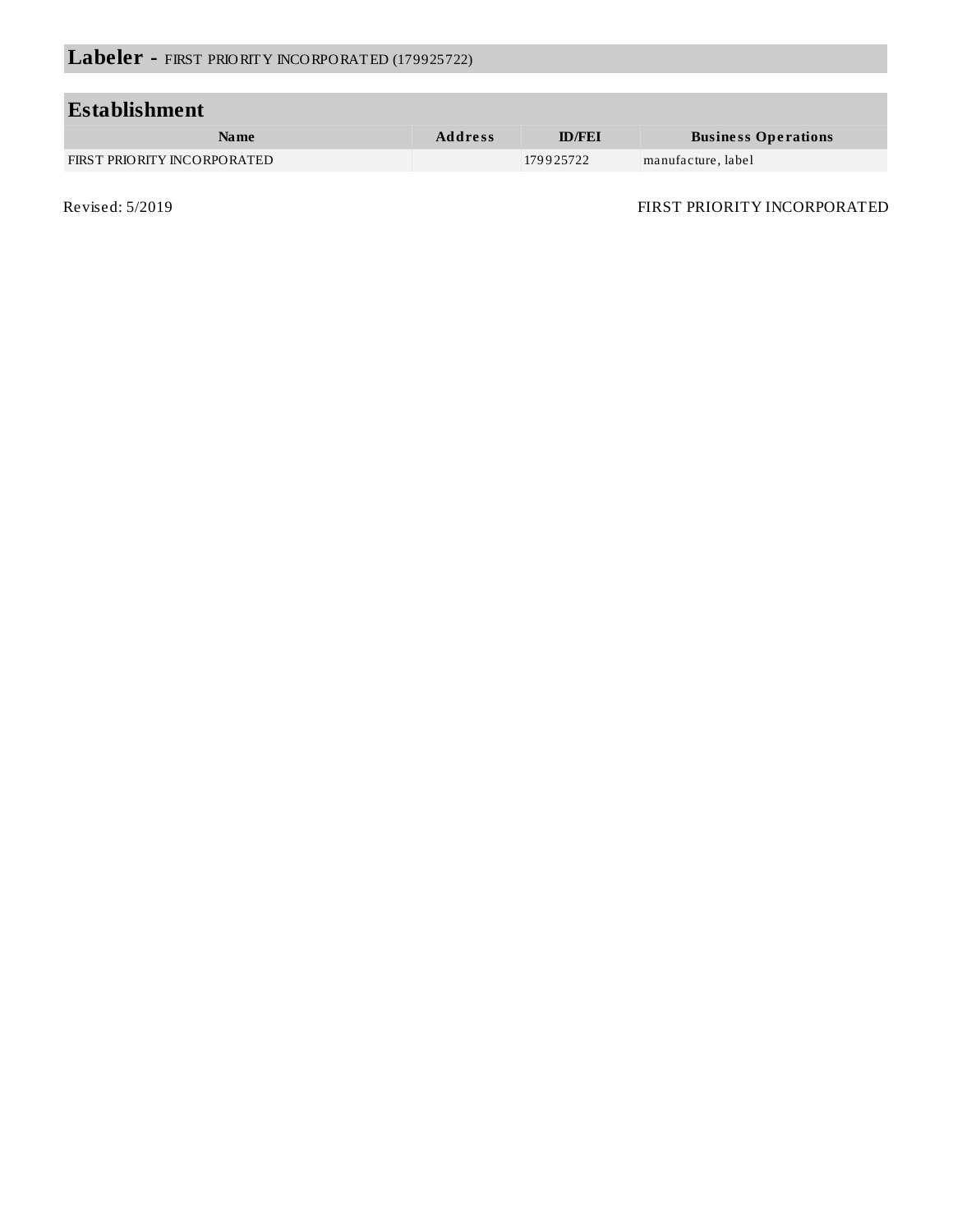## Labeler - FIRST PRIORITY INCORPORATED (179925722)

## Establishment

| Name | Address | ID/FEI | Business Operations |
| --- | --- | --- | --- |
| FIRST PRIORITY INCORPORATED | | 179925722 | manufacture, label |

Revised: 5/2019

FIRST PRIORITY INCORPORATED